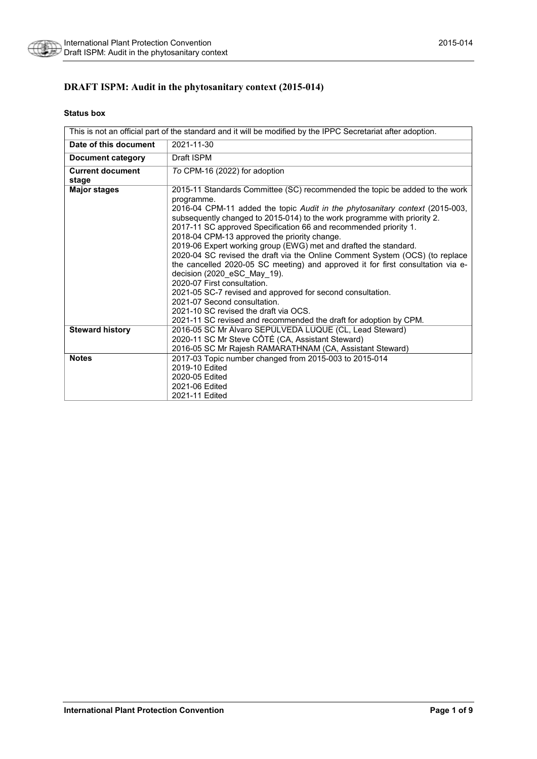# DRAFT ISPM: Audit in the phytosanitary context (2015-014)

**Status box**

| This is not an official part of the standard and it will be modified by the IPPC Secretariat after adoption. | |
|---|---|
| **Date of this document** | 2021-11-30 |
| **Document category** | Draft ISPM |
| **Current document stage** | *To* CPM-16 (2022) for adoption |
| **Major stages** | 2015-11 Standards Committee (SC) recommended the topic be added to the work programme.<br>2016-04 CPM-11 added the topic *Audit in the phytosanitary context* (2015-003, subsequently changed to 2015-014) to the work programme with priority 2.<br>2017-11 SC approved Specification 66 and recommended priority 1.<br>2018-04 CPM-13 approved the priority change.<br>2019-06 Expert working group (EWG) met and drafted the standard.<br>2020-04 SC revised the draft via the Online Comment System (OCS) (to replace the cancelled 2020-05 SC meeting) and approved it for first consultation via e-decision (2020_eSC_May_19).<br>2020-07 First consultation.<br>2021-05 SC-7 revised and approved for second consultation.<br>2021-07 Second consultation.<br>2021-10 SC revised the draft via OCS.<br>2021-11 SC revised and recommended the draft for adoption by CPM. |
| **Steward history** | 2016-05 SC Mr Álvaro SEPÚLVEDA LUQUE (CL, Lead Steward)<br>2020-11 SC Mr Steve CÔTÉ (CA, Assistant Steward)<br>2016-05 SC Mr Rajesh RAMARATHNAM (CA, Assistant Steward) |
| **Notes** | 2017-03 Topic number changed from 2015-003 to 2015-014<br>2019-10 Edited<br>2020-05 Edited<br>2021-06 Edited<br>2021-11 Edited |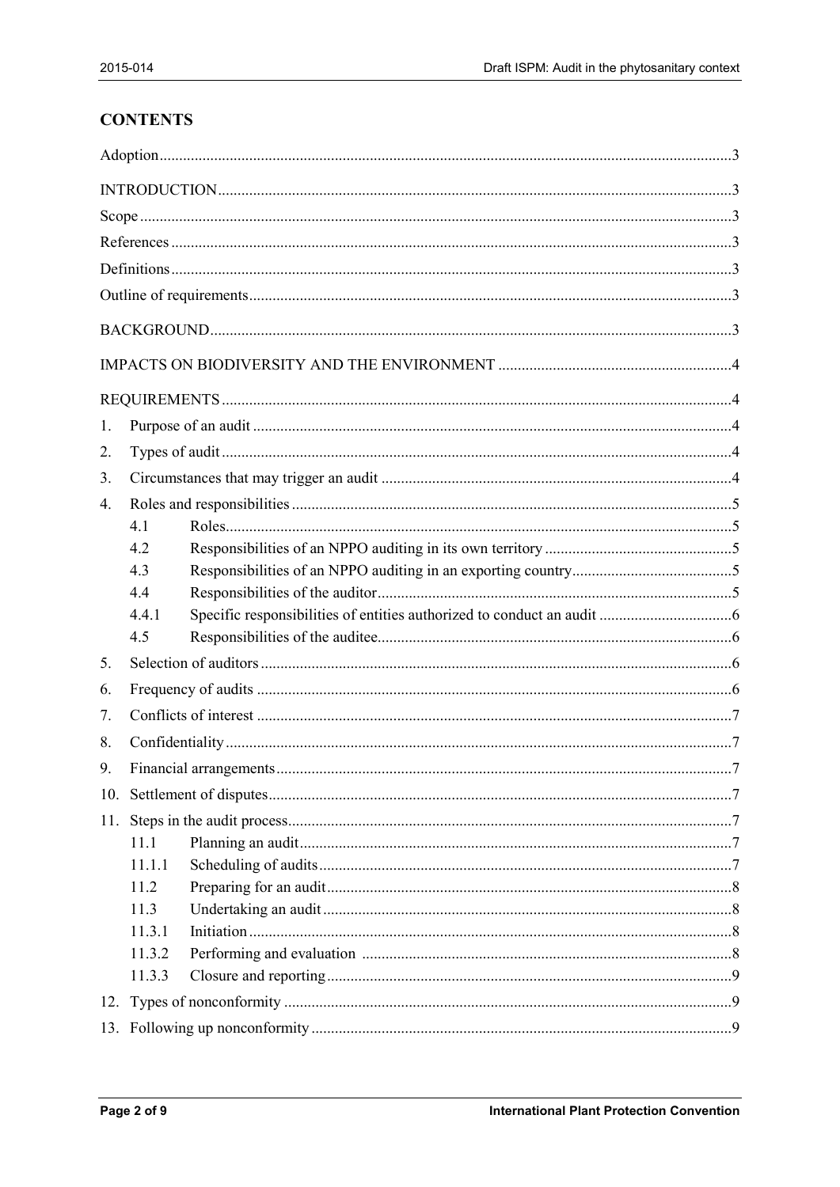## CONTENTS

Adoption ..... 3

INTRODUCTION ..... 3

Scope ..... 3

References ..... 3

Definitions ..... 3

Outline of requirements ..... 3

BACKGROUND ..... 3

IMPACTS ON BIODIVERSITY AND THE ENVIRONMENT ..... 4

REQUIREMENTS ..... 4

1. Purpose of an audit ..... 4
2. Types of audit ..... 4
3. Circumstances that may trigger an audit ..... 4
4. Roles and responsibilities ..... 5
   - 4.1 Roles ..... 5
   - 4.2 Responsibilities of an NPPO auditing in its own territory ..... 5
   - 4.3 Responsibilities of an NPPO auditing in an exporting country ..... 5
   - 4.4 Responsibilities of the auditor ..... 5
   - 4.4.1 Specific responsibilities of entities authorized to conduct an audit ..... 6
   - 4.5 Responsibilities of the auditee ..... 6
5. Selection of auditors ..... 6
6. Frequency of audits ..... 6
7. Conflicts of interest ..... 7
8. Confidentiality ..... 7
9. Financial arrangements ..... 7
10. Settlement of disputes ..... 7
11. Steps in the audit process ..... 7
    - 11.1 Planning an audit ..... 7
    - 11.1.1 Scheduling of audits ..... 7
    - 11.2 Preparing for an audit ..... 8
    - 11.3 Undertaking an audit ..... 8
    - 11.3.1 Initiation ..... 8
    - 11.3.2 Performing and evaluation ..... 8
    - 11.3.3 Closure and reporting ..... 9
12. Types of nonconformity ..... 9
13. Following up nonconformity ..... 9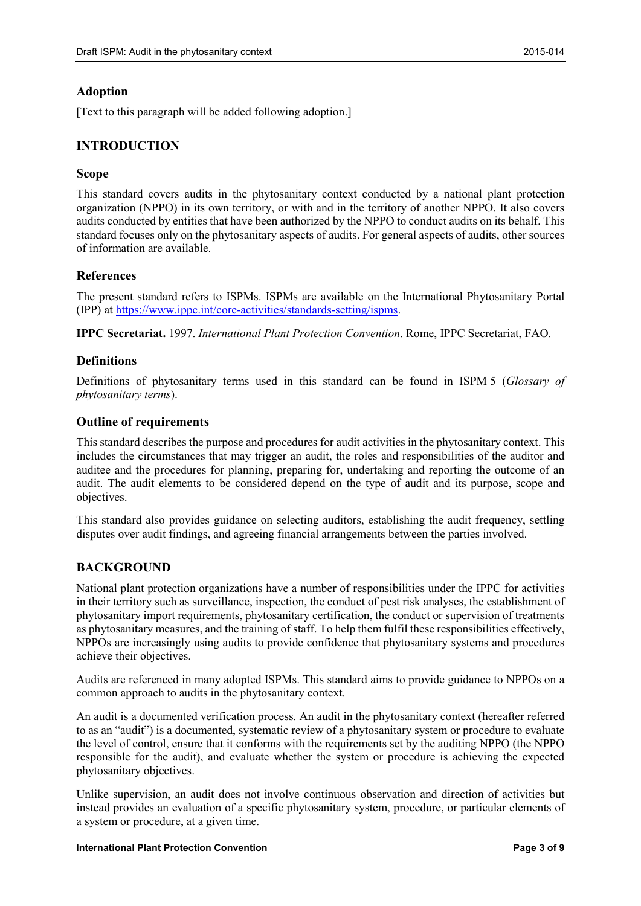## Adoption

[Text to this paragraph will be added following adoption.]

## INTRODUCTION

### Scope

This standard covers audits in the phytosanitary context conducted by a national plant protection organization (NPPO) in its own territory, or with and in the territory of another NPPO. It also covers audits conducted by entities that have been authorized by the NPPO to conduct audits on its behalf. This standard focuses only on the phytosanitary aspects of audits. For general aspects of audits, other sources of information are available.

### References

The present standard refers to ISPMs. ISPMs are available on the International Phytosanitary Portal (IPP) at https://www.ippc.int/core-activities/standards-setting/ispms.

**IPPC Secretariat.** 1997. *International Plant Protection Convention*. Rome, IPPC Secretariat, FAO.

### Definitions

Definitions of phytosanitary terms used in this standard can be found in ISPM 5 (*Glossary of phytosanitary terms*).

### Outline of requirements

This standard describes the purpose and procedures for audit activities in the phytosanitary context. This includes the circumstances that may trigger an audit, the roles and responsibilities of the auditor and auditee and the procedures for planning, preparing for, undertaking and reporting the outcome of an audit. The audit elements to be considered depend on the type of audit and its purpose, scope and objectives.

This standard also provides guidance on selecting auditors, establishing the audit frequency, settling disputes over audit findings, and agreeing financial arrangements between the parties involved.

## BACKGROUND

National plant protection organizations have a number of responsibilities under the IPPC for activities in their territory such as surveillance, inspection, the conduct of pest risk analyses, the establishment of phytosanitary import requirements, phytosanitary certification, the conduct or supervision of treatments as phytosanitary measures, and the training of staff. To help them fulfil these responsibilities effectively, NPPOs are increasingly using audits to provide confidence that phytosanitary systems and procedures achieve their objectives.

Audits are referenced in many adopted ISPMs. This standard aims to provide guidance to NPPOs on a common approach to audits in the phytosanitary context.

An audit is a documented verification process. An audit in the phytosanitary context (hereafter referred to as an "audit") is a documented, systematic review of a phytosanitary system or procedure to evaluate the level of control, ensure that it conforms with the requirements set by the auditing NPPO (the NPPO responsible for the audit), and evaluate whether the system or procedure is achieving the expected phytosanitary objectives.

Unlike supervision, an audit does not involve continuous observation and direction of activities but instead provides an evaluation of a specific phytosanitary system, procedure, or particular elements of a system or procedure, at a given time.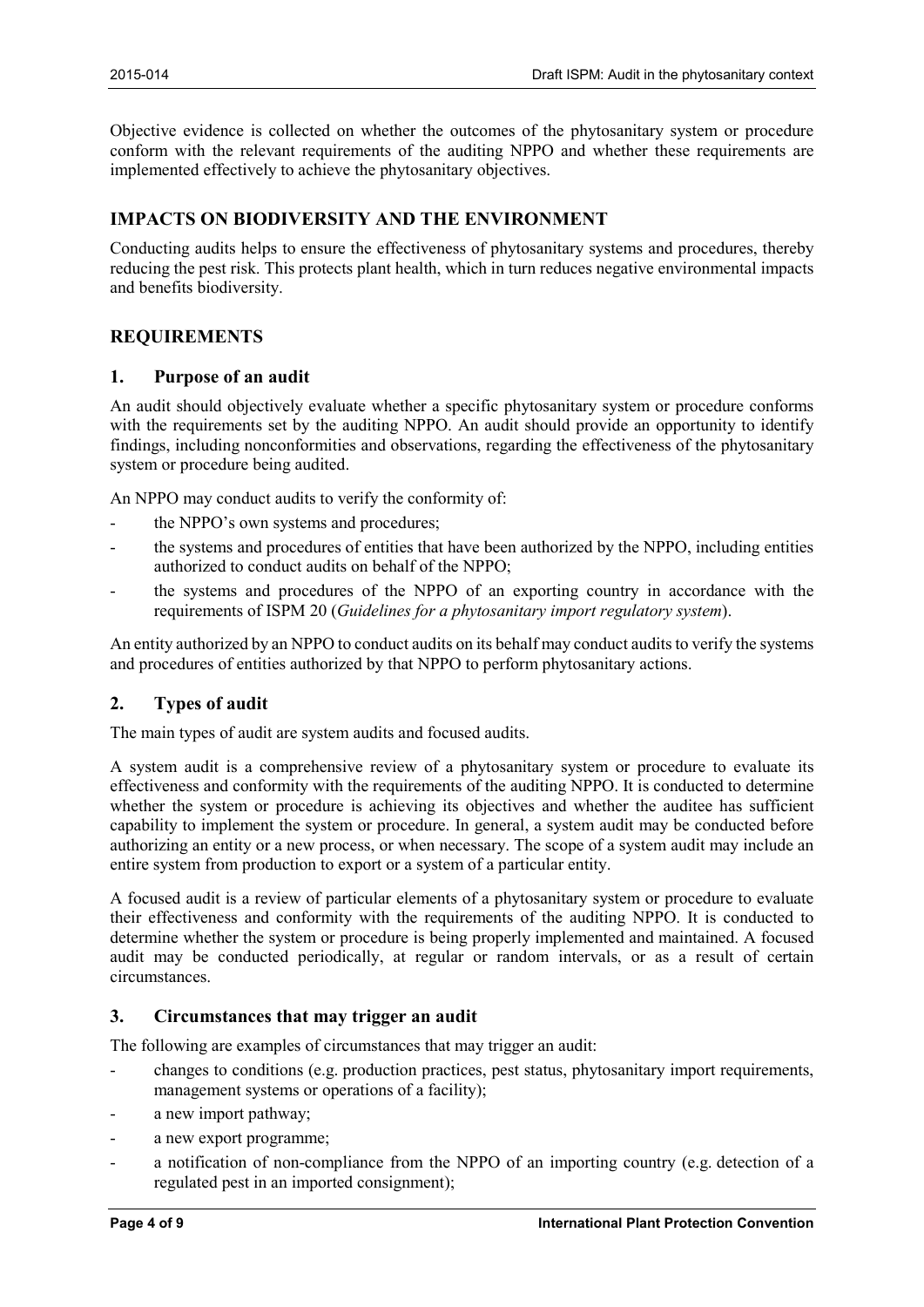Objective evidence is collected on whether the outcomes of the phytosanitary system or procedure conform with the relevant requirements of the auditing NPPO and whether these requirements are implemented effectively to achieve the phytosanitary objectives.

## IMPACTS ON BIODIVERSITY AND THE ENVIRONMENT

Conducting audits helps to ensure the effectiveness of phytosanitary systems and procedures, thereby reducing the pest risk. This protects plant health, which in turn reduces negative environmental impacts and benefits biodiversity.

## REQUIREMENTS

### 1. Purpose of an audit

An audit should objectively evaluate whether a specific phytosanitary system or procedure conforms with the requirements set by the auditing NPPO. An audit should provide an opportunity to identify findings, including nonconformities and observations, regarding the effectiveness of the phytosanitary system or procedure being audited.

An NPPO may conduct audits to verify the conformity of:

- the NPPO's own systems and procedures;
- the systems and procedures of entities that have been authorized by the NPPO, including entities authorized to conduct audits on behalf of the NPPO;
- the systems and procedures of the NPPO of an exporting country in accordance with the requirements of ISPM 20 (*Guidelines for a phytosanitary import regulatory system*).

An entity authorized by an NPPO to conduct audits on its behalf may conduct audits to verify the systems and procedures of entities authorized by that NPPO to perform phytosanitary actions.

### 2. Types of audit

The main types of audit are system audits and focused audits.

A system audit is a comprehensive review of a phytosanitary system or procedure to evaluate its effectiveness and conformity with the requirements of the auditing NPPO. It is conducted to determine whether the system or procedure is achieving its objectives and whether the auditee has sufficient capability to implement the system or procedure. In general, a system audit may be conducted before authorizing an entity or a new process, or when necessary. The scope of a system audit may include an entire system from production to export or a system of a particular entity.

A focused audit is a review of particular elements of a phytosanitary system or procedure to evaluate their effectiveness and conformity with the requirements of the auditing NPPO. It is conducted to determine whether the system or procedure is being properly implemented and maintained. A focused audit may be conducted periodically, at regular or random intervals, or as a result of certain circumstances.

### 3. Circumstances that may trigger an audit

The following are examples of circumstances that may trigger an audit:

- changes to conditions (e.g. production practices, pest status, phytosanitary import requirements, management systems or operations of a facility);
- a new import pathway;
- a new export programme;
- a notification of non-compliance from the NPPO of an importing country (e.g. detection of a regulated pest in an imported consignment);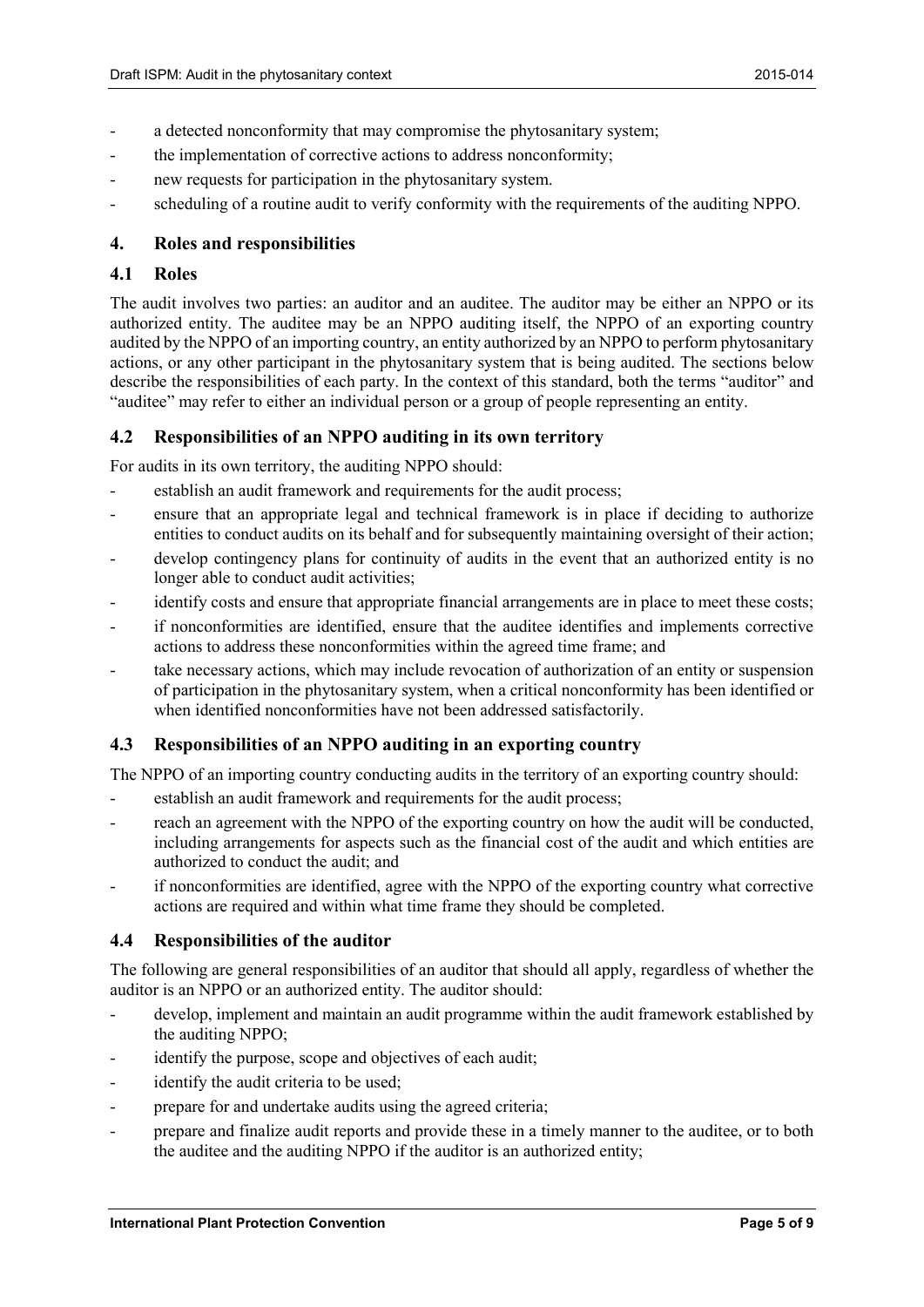- a detected nonconformity that may compromise the phytosanitary system;
- the implementation of corrective actions to address nonconformity;
- new requests for participation in the phytosanitary system.
- scheduling of a routine audit to verify conformity with the requirements of the auditing NPPO.

## 4. Roles and responsibilities

### 4.1 Roles

The audit involves two parties: an auditor and an auditee. The auditor may be either an NPPO or its authorized entity. The auditee may be an NPPO auditing itself, the NPPO of an exporting country audited by the NPPO of an importing country, an entity authorized by an NPPO to perform phytosanitary actions, or any other participant in the phytosanitary system that is being audited. The sections below describe the responsibilities of each party. In the context of this standard, both the terms "auditor" and "auditee" may refer to either an individual person or a group of people representing an entity.

### 4.2 Responsibilities of an NPPO auditing in its own territory

For audits in its own territory, the auditing NPPO should:

- establish an audit framework and requirements for the audit process;
- ensure that an appropriate legal and technical framework is in place if deciding to authorize entities to conduct audits on its behalf and for subsequently maintaining oversight of their action;
- develop contingency plans for continuity of audits in the event that an authorized entity is no longer able to conduct audit activities;
- identify costs and ensure that appropriate financial arrangements are in place to meet these costs;
- if nonconformities are identified, ensure that the auditee identifies and implements corrective actions to address these nonconformities within the agreed time frame; and
- take necessary actions, which may include revocation of authorization of an entity or suspension of participation in the phytosanitary system, when a critical nonconformity has been identified or when identified nonconformities have not been addressed satisfactorily.

### 4.3 Responsibilities of an NPPO auditing in an exporting country

The NPPO of an importing country conducting audits in the territory of an exporting country should:

- establish an audit framework and requirements for the audit process;
- reach an agreement with the NPPO of the exporting country on how the audit will be conducted, including arrangements for aspects such as the financial cost of the audit and which entities are authorized to conduct the audit; and
- if nonconformities are identified, agree with the NPPO of the exporting country what corrective actions are required and within what time frame they should be completed.

### 4.4 Responsibilities of the auditor

The following are general responsibilities of an auditor that should all apply, regardless of whether the auditor is an NPPO or an authorized entity. The auditor should:

- develop, implement and maintain an audit programme within the audit framework established by the auditing NPPO;
- identify the purpose, scope and objectives of each audit;
- identify the audit criteria to be used;
- prepare for and undertake audits using the agreed criteria;
- prepare and finalize audit reports and provide these in a timely manner to the auditee, or to both the auditee and the auditing NPPO if the auditor is an authorized entity;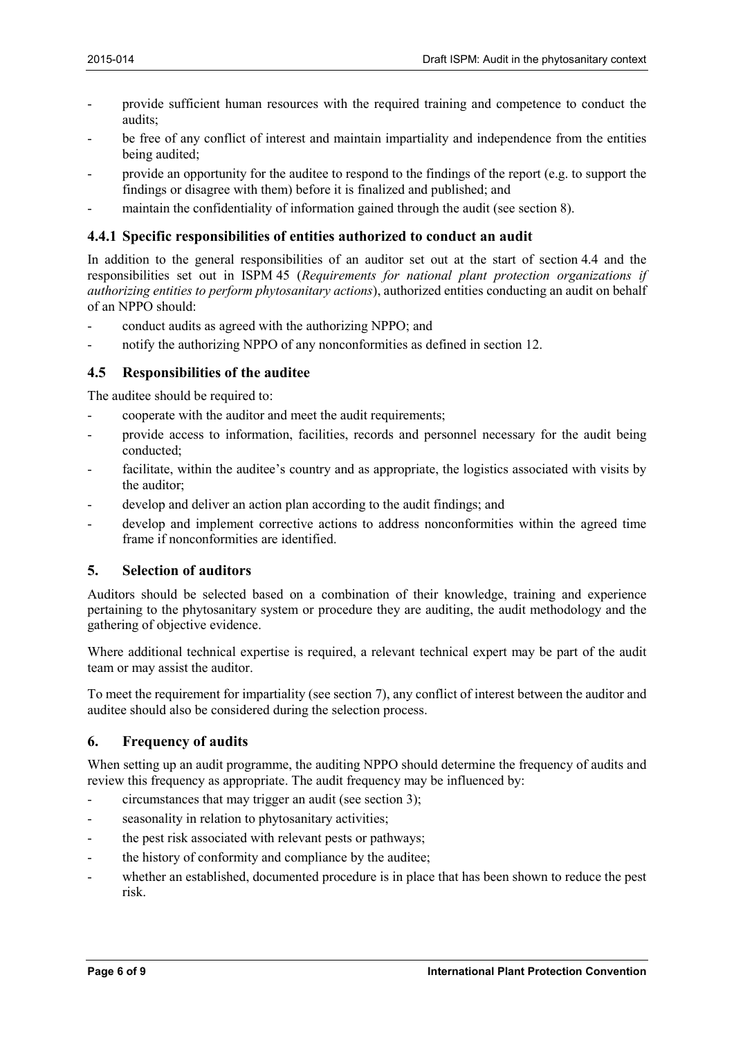- provide sufficient human resources with the required training and competence to conduct the audits;
- be free of any conflict of interest and maintain impartiality and independence from the entities being audited;
- provide an opportunity for the auditee to respond to the findings of the report (e.g. to support the findings or disagree with them) before it is finalized and published; and
- maintain the confidentiality of information gained through the audit (see section 8).

### 4.4.1 Specific responsibilities of entities authorized to conduct an audit

In addition to the general responsibilities of an auditor set out at the start of section 4.4 and the responsibilities set out in ISPM 45 (*Requirements for national plant protection organizations if authorizing entities to perform phytosanitary actions*), authorized entities conducting an audit on behalf of an NPPO should:

- conduct audits as agreed with the authorizing NPPO; and
- notify the authorizing NPPO of any nonconformities as defined in section 12.

### 4.5 Responsibilities of the auditee

The auditee should be required to:

- cooperate with the auditor and meet the audit requirements;
- provide access to information, facilities, records and personnel necessary for the audit being conducted;
- facilitate, within the auditee's country and as appropriate, the logistics associated with visits by the auditor;
- develop and deliver an action plan according to the audit findings; and
- develop and implement corrective actions to address nonconformities within the agreed time frame if nonconformities are identified.

## 5. Selection of auditors

Auditors should be selected based on a combination of their knowledge, training and experience pertaining to the phytosanitary system or procedure they are auditing, the audit methodology and the gathering of objective evidence.

Where additional technical expertise is required, a relevant technical expert may be part of the audit team or may assist the auditor.

To meet the requirement for impartiality (see section 7), any conflict of interest between the auditor and auditee should also be considered during the selection process.

## 6. Frequency of audits

When setting up an audit programme, the auditing NPPO should determine the frequency of audits and review this frequency as appropriate. The audit frequency may be influenced by:

- circumstances that may trigger an audit (see section 3);
- seasonality in relation to phytosanitary activities;
- the pest risk associated with relevant pests or pathways;
- the history of conformity and compliance by the auditee;
- whether an established, documented procedure is in place that has been shown to reduce the pest risk.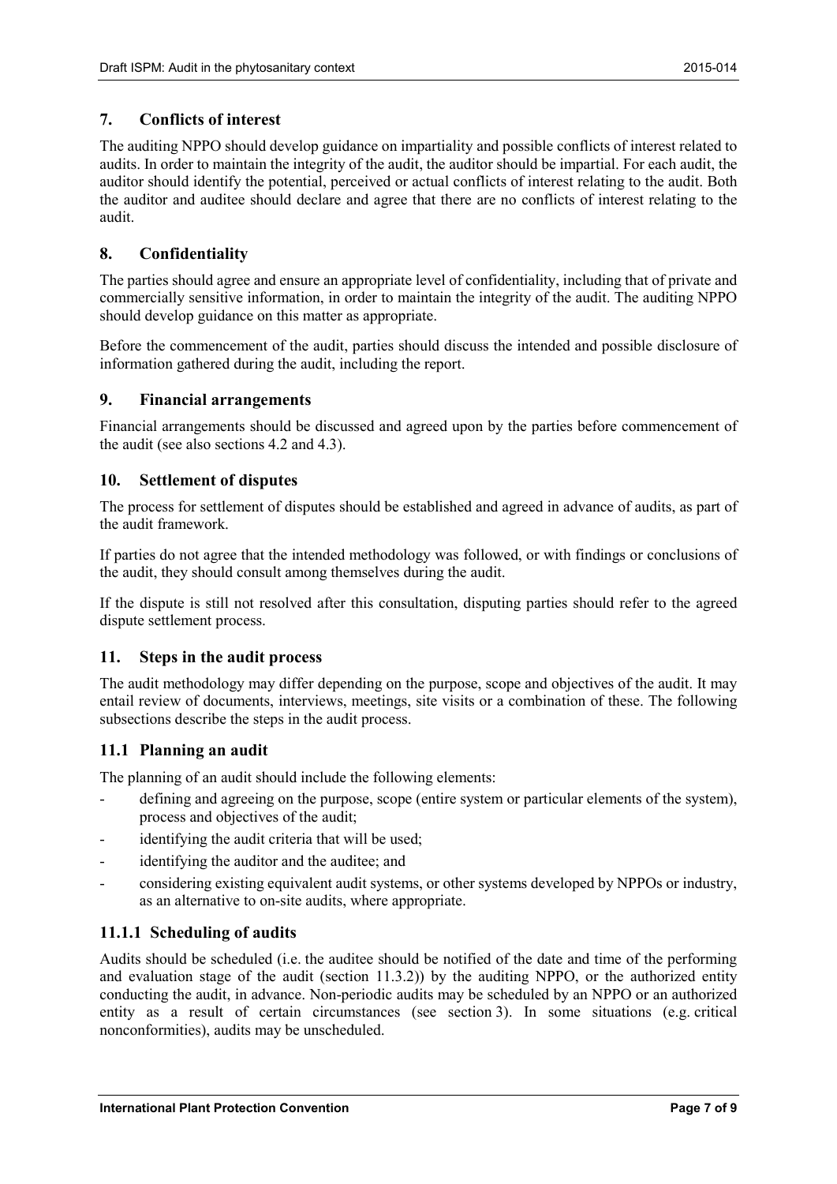## 7. Conflicts of interest

The auditing NPPO should develop guidance on impartiality and possible conflicts of interest related to audits. In order to maintain the integrity of the audit, the auditor should be impartial. For each audit, the auditor should identify the potential, perceived or actual conflicts of interest relating to the audit. Both the auditor and auditee should declare and agree that there are no conflicts of interest relating to the audit.

## 8. Confidentiality

The parties should agree and ensure an appropriate level of confidentiality, including that of private and commercially sensitive information, in order to maintain the integrity of the audit. The auditing NPPO should develop guidance on this matter as appropriate.

Before the commencement of the audit, parties should discuss the intended and possible disclosure of information gathered during the audit, including the report.

## 9. Financial arrangements

Financial arrangements should be discussed and agreed upon by the parties before commencement of the audit (see also sections 4.2 and 4.3).

## 10. Settlement of disputes

The process for settlement of disputes should be established and agreed in advance of audits, as part of the audit framework.

If parties do not agree that the intended methodology was followed, or with findings or conclusions of the audit, they should consult among themselves during the audit.

If the dispute is still not resolved after this consultation, disputing parties should refer to the agreed dispute settlement process.

## 11. Steps in the audit process

The audit methodology may differ depending on the purpose, scope and objectives of the audit. It may entail review of documents, interviews, meetings, site visits or a combination of these. The following subsections describe the steps in the audit process.

### 11.1 Planning an audit

The planning of an audit should include the following elements:

- defining and agreeing on the purpose, scope (entire system or particular elements of the system), process and objectives of the audit;
- identifying the audit criteria that will be used;
- identifying the auditor and the auditee; and
- considering existing equivalent audit systems, or other systems developed by NPPOs or industry, as an alternative to on-site audits, where appropriate.

#### 11.1.1 Scheduling of audits

Audits should be scheduled (i.e. the auditee should be notified of the date and time of the performing and evaluation stage of the audit (section 11.3.2)) by the auditing NPPO, or the authorized entity conducting the audit, in advance. Non-periodic audits may be scheduled by an NPPO or an authorized entity as a result of certain circumstances (see section 3). In some situations (e.g. critical nonconformities), audits may be unscheduled.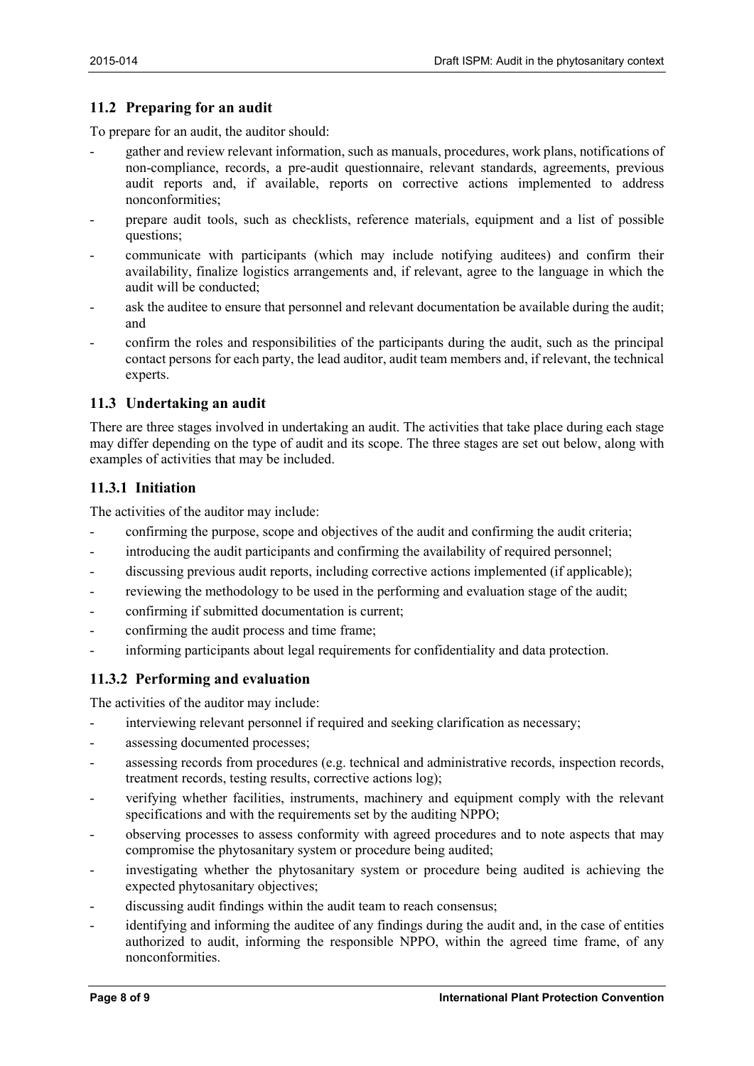## 11.2 Preparing for an audit

To prepare for an audit, the auditor should:

- gather and review relevant information, such as manuals, procedures, work plans, notifications of non-compliance, records, a pre-audit questionnaire, relevant standards, agreements, previous audit reports and, if available, reports on corrective actions implemented to address nonconformities;
- prepare audit tools, such as checklists, reference materials, equipment and a list of possible questions;
- communicate with participants (which may include notifying auditees) and confirm their availability, finalize logistics arrangements and, if relevant, agree to the language in which the audit will be conducted;
- ask the auditee to ensure that personnel and relevant documentation be available during the audit; and
- confirm the roles and responsibilities of the participants during the audit, such as the principal contact persons for each party, the lead auditor, audit team members and, if relevant, the technical experts.

## 11.3 Undertaking an audit

There are three stages involved in undertaking an audit. The activities that take place during each stage may differ depending on the type of audit and its scope. The three stages are set out below, along with examples of activities that may be included.

### 11.3.1 Initiation

The activities of the auditor may include:

- confirming the purpose, scope and objectives of the audit and confirming the audit criteria;
- introducing the audit participants and confirming the availability of required personnel;
- discussing previous audit reports, including corrective actions implemented (if applicable);
- reviewing the methodology to be used in the performing and evaluation stage of the audit;
- confirming if submitted documentation is current;
- confirming the audit process and time frame;
- informing participants about legal requirements for confidentiality and data protection.

### 11.3.2 Performing and evaluation

The activities of the auditor may include:

- interviewing relevant personnel if required and seeking clarification as necessary;
- assessing documented processes;
- assessing records from procedures (e.g. technical and administrative records, inspection records, treatment records, testing results, corrective actions log);
- verifying whether facilities, instruments, machinery and equipment comply with the relevant specifications and with the requirements set by the auditing NPPO;
- observing processes to assess conformity with agreed procedures and to note aspects that may compromise the phytosanitary system or procedure being audited;
- investigating whether the phytosanitary system or procedure being audited is achieving the expected phytosanitary objectives;
- discussing audit findings within the audit team to reach consensus;
- identifying and informing the auditee of any findings during the audit and, in the case of entities authorized to audit, informing the responsible NPPO, within the agreed time frame, of any nonconformities.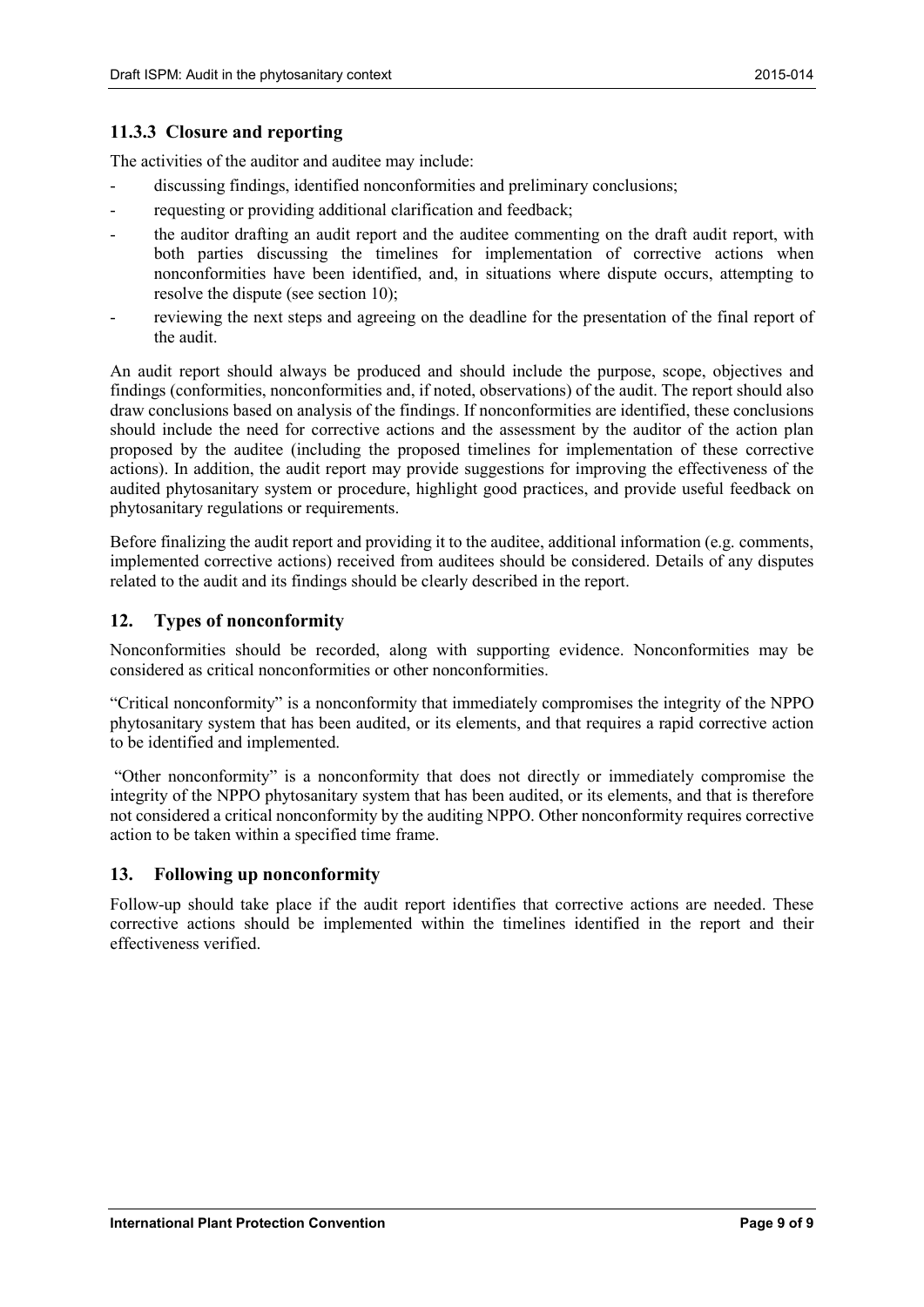### 11.3.3 Closure and reporting

The activities of the auditor and auditee may include:

- discussing findings, identified nonconformities and preliminary conclusions;
- requesting or providing additional clarification and feedback;
- the auditor drafting an audit report and the auditee commenting on the draft audit report, with both parties discussing the timelines for implementation of corrective actions when nonconformities have been identified, and, in situations where dispute occurs, attempting to resolve the dispute (see section 10);
- reviewing the next steps and agreeing on the deadline for the presentation of the final report of the audit.

An audit report should always be produced and should include the purpose, scope, objectives and findings (conformities, nonconformities and, if noted, observations) of the audit. The report should also draw conclusions based on analysis of the findings. If nonconformities are identified, these conclusions should include the need for corrective actions and the assessment by the auditor of the action plan proposed by the auditee (including the proposed timelines for implementation of these corrective actions). In addition, the audit report may provide suggestions for improving the effectiveness of the audited phytosanitary system or procedure, highlight good practices, and provide useful feedback on phytosanitary regulations or requirements.

Before finalizing the audit report and providing it to the auditee, additional information (e.g. comments, implemented corrective actions) received from auditees should be considered. Details of any disputes related to the audit and its findings should be clearly described in the report.

## 12. Types of nonconformity

Nonconformities should be recorded, along with supporting evidence. Nonconformities may be considered as critical nonconformities or other nonconformities.

"Critical nonconformity" is a nonconformity that immediately compromises the integrity of the NPPO phytosanitary system that has been audited, or its elements, and that requires a rapid corrective action to be identified and implemented.

"Other nonconformity" is a nonconformity that does not directly or immediately compromise the integrity of the NPPO phytosanitary system that has been audited, or its elements, and that is therefore not considered a critical nonconformity by the auditing NPPO. Other nonconformity requires corrective action to be taken within a specified time frame.

## 13. Following up nonconformity

Follow-up should take place if the audit report identifies that corrective actions are needed. These corrective actions should be implemented within the timelines identified in the report and their effectiveness verified.